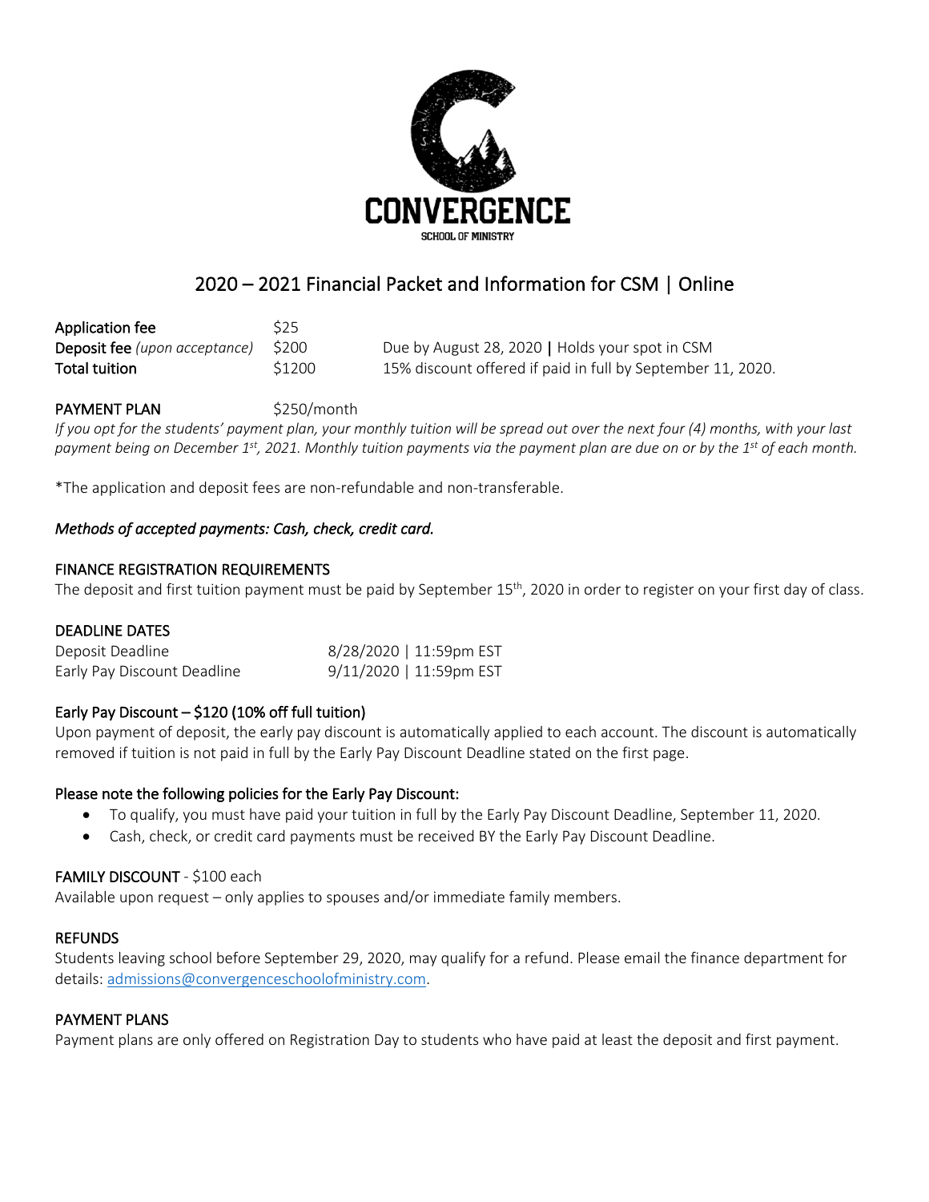CONVERGENCE

SCHOOL OF MINISTRY

# 2020 – 2021 Financial Packet and Information for CSM | Online

| | | |
|---|---|---|
| **Application fee** | \$25 | |
| **Deposit fee** *(upon acceptance)* | \$200 | Due by August 28, 2020 **\|** Holds your spot in CSM |
| **Total tuition** | \$1200 | 15% discount offered if paid in full by September 11, 2020. |

**PAYMENT PLAN** \$250/month

*If you opt for the students' payment plan, your monthly tuition will be spread out over the next four (4) months, with your last payment being on December 1st, 2021. Monthly tuition payments via the payment plan are due on or by the 1st of each month.*

*The application and deposit fees are non-refundable and non-transferable.

*Methods of accepted payments: Cash, check, credit card.*

### FINANCE REGISTRATION REQUIREMENTS

The deposit and first tuition payment must be paid by September 15th, 2020 in order to register on your first day of class.

### DEADLINE DATES

| | |
|---|---|
| Deposit Deadline | 8/28/2020 \| 11:59pm EST |
| Early Pay Discount Deadline | 9/11/2020 \| 11:59pm EST |

### Early Pay Discount – \$120 (10% off full tuition)

Upon payment of deposit, the early pay discount is automatically applied to each account. The discount is automatically removed if tuition is not paid in full by the Early Pay Discount Deadline stated on the first page.

### Please note the following policies for the Early Pay Discount:

- To qualify, you must have paid your tuition in full by the Early Pay Discount Deadline, September 11, 2020.
- Cash, check, or credit card payments must be received BY the Early Pay Discount Deadline.

### FAMILY DISCOUNT - \$100 each

Available upon request – only applies to spouses and/or immediate family members.

### REFUNDS

Students leaving school before September 29, 2020, may qualify for a refund. Please email the finance department for details: admissions@convergenceschoolofministry.com.

### PAYMENT PLANS

Payment plans are only offered on Registration Day to students who have paid at least the deposit and first payment.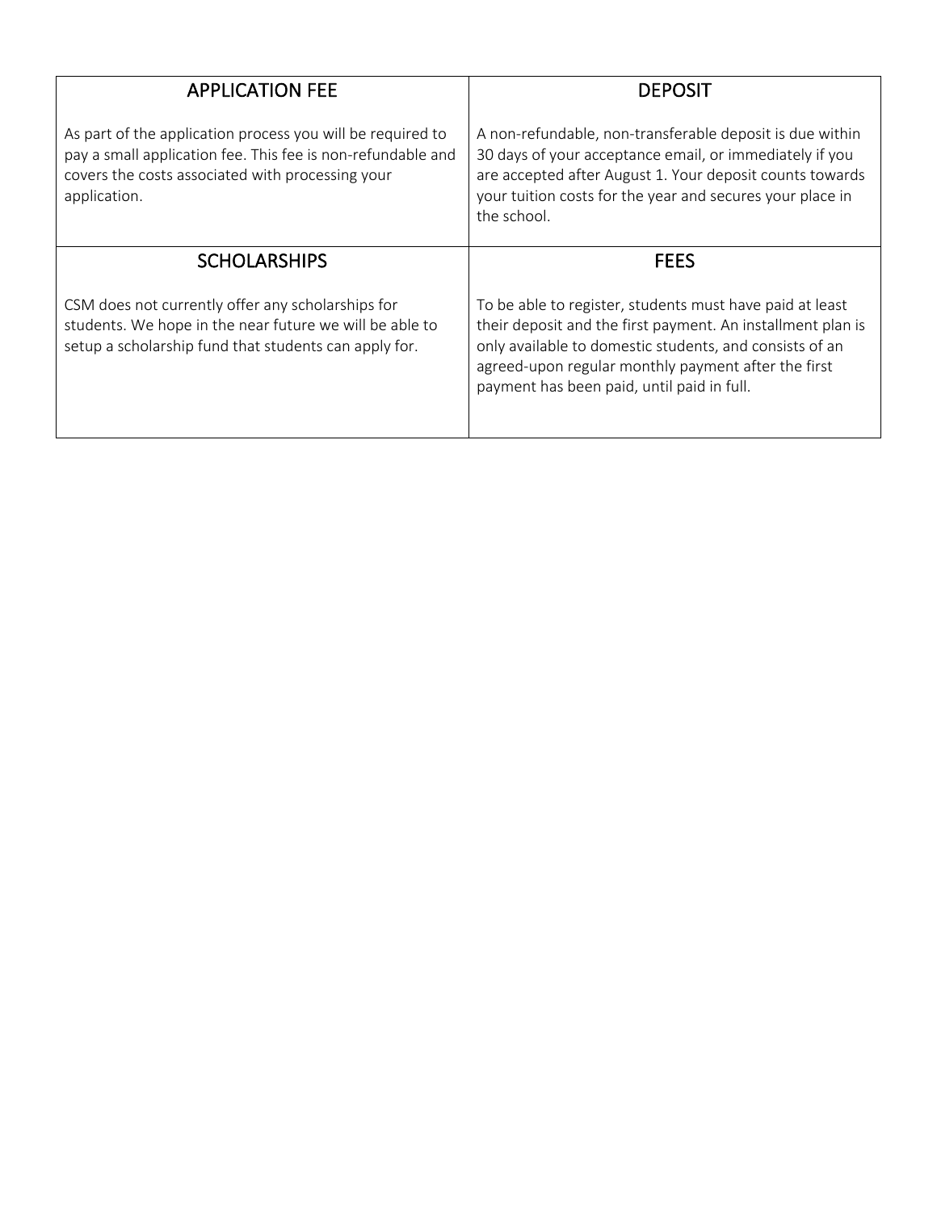| APPLICATION FEE | DEPOSIT |
| --- | --- |
| As part of the application process you will be required to pay a small application fee. This fee is non-refundable and covers the costs associated with processing your application. | A non-refundable, non-transferable deposit is due within 30 days of your acceptance email, or immediately if you are accepted after August 1. Your deposit counts towards your tuition costs for the year and secures your place in the school. |
| **SCHOLARSHIPS** | **FEES** |
| CSM does not currently offer any scholarships for students. We hope in the near future we will be able to setup a scholarship fund that students can apply for. | To be able to register, students must have paid at least their deposit and the first payment. An installment plan is only available to domestic students, and consists of an agreed-upon regular monthly payment after the first payment has been paid, until paid in full. |